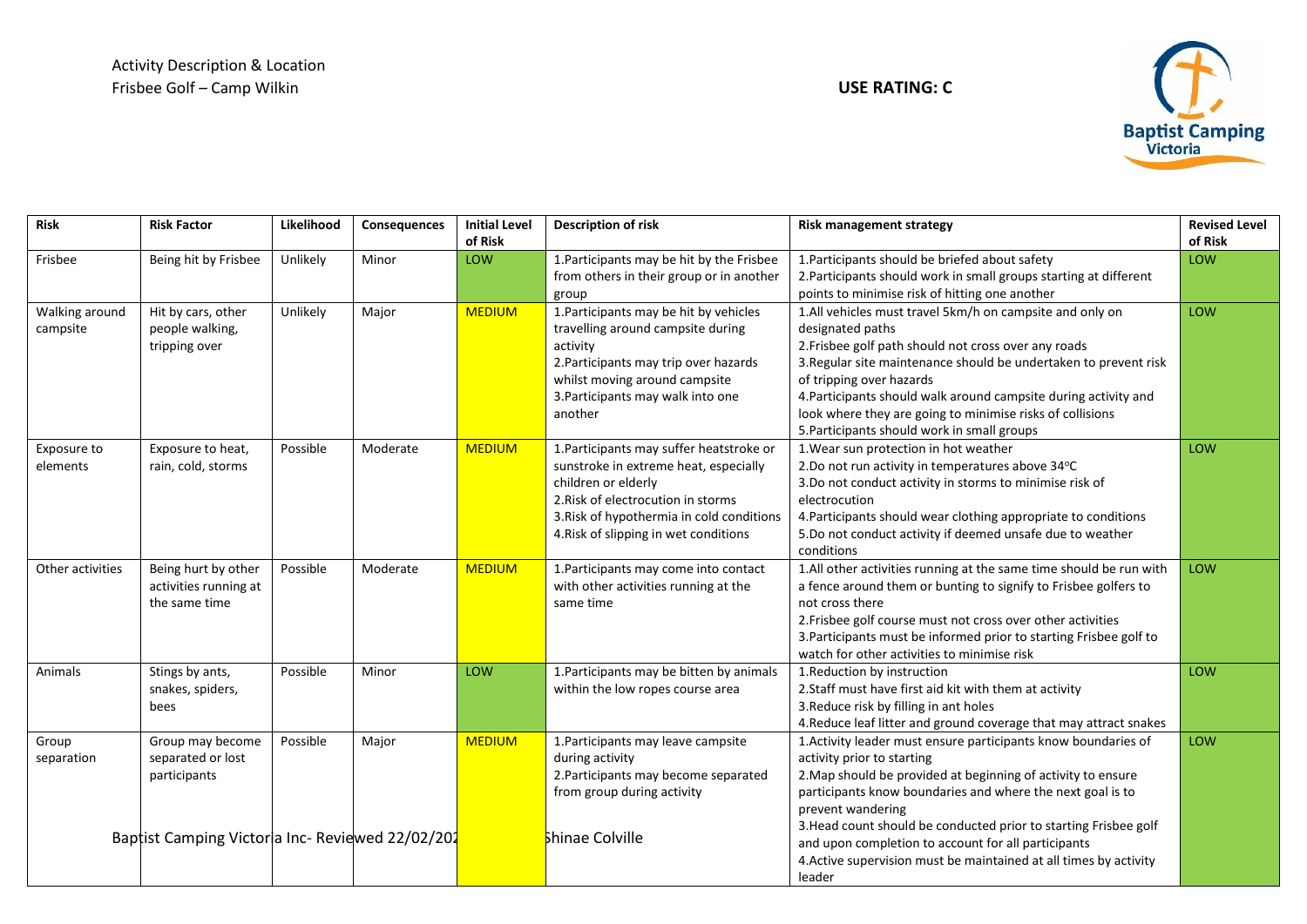Activity Description & Location
Frisbee Golf – Camp Wilkin

**USE RATING: C**

| **Risk** | **Risk Factor** | **Likelihood** | **Consequences** | **Initial Level of Risk** | **Description of risk** | **Risk management strategy** | **Revised Level of Risk** |
|---|---|---|---|---|---|---|---|
| Frisbee | Being hit by Frisbee | Unlikely | Minor | LOW | 1.Participants may be hit by the Frisbee from others in their group or in another group | 1.Participants should be briefed about safety<br>2.Participants should work in small groups starting at different points to minimise risk of hitting one another | LOW |
| Walking around campsite | Hit by cars, other people walking, tripping over | Unlikely | Major | MEDIUM | 1.Participants may be hit by vehicles travelling around campsite during activity<br>2.Participants may trip over hazards whilst moving around campsite<br>3.Participants may walk into one another | 1.All vehicles must travel 5km/h on campsite and only on designated paths<br>2.Frisbee golf path should not cross over any roads<br>3.Regular site maintenance should be undertaken to prevent risk of tripping over hazards<br>4.Participants should walk around campsite during activity and look where they are going to minimise risks of collisions<br>5.Participants should work in small groups | LOW |
| Exposure to elements | Exposure to heat, rain, cold, storms | Possible | Moderate | MEDIUM | 1.Participants may suffer heatstroke or sunstroke in extreme heat, especially children or elderly<br>2.Risk of electrocution in storms<br>3.Risk of hypothermia in cold conditions<br>4.Risk of slipping in wet conditions | 1.Wear sun protection in hot weather<br>2.Do not run activity in temperatures above 34°C<br>3.Do not conduct activity in storms to minimise risk of electrocution<br>4.Participants should wear clothing appropriate to conditions<br>5.Do not conduct activity if deemed unsafe due to weather conditions | LOW |
| Other activities | Being hurt by other activities running at the same time | Possible | Moderate | MEDIUM | 1.Participants may come into contact with other activities running at the same time | 1.All other activities running at the same time should be run with a fence around them or bunting to signify to Frisbee golfers to not cross there<br>2.Frisbee golf course must not cross over other activities<br>3.Participants must be informed prior to starting Frisbee golf to watch for other activities to minimise risk | LOW |
| Animals | Stings by ants, snakes, spiders, bees | Possible | Minor | LOW | 1.Participants may be bitten by animals within the low ropes course area | 1.Reduction by instruction<br>2.Staff must have first aid kit with them at activity<br>3.Reduce risk by filling in ant holes<br>4.Reduce leaf litter and ground coverage that may attract snakes | LOW |
| Group separation | Group may become separated or lost participants | Possible | Major | MEDIUM | 1.Participants may leave campsite during activity<br>2.Participants may become separated from group during activity | 1.Activity leader must ensure participants know boundaries of activity prior to starting<br>2.Map should be provided at beginning of activity to ensure participants know boundaries and where the next goal is to prevent wandering<br>3.Head count should be conducted prior to starting Frisbee golf and upon completion to account for all participants<br>4.Active supervision must be maintained at all times by activity leader | LOW |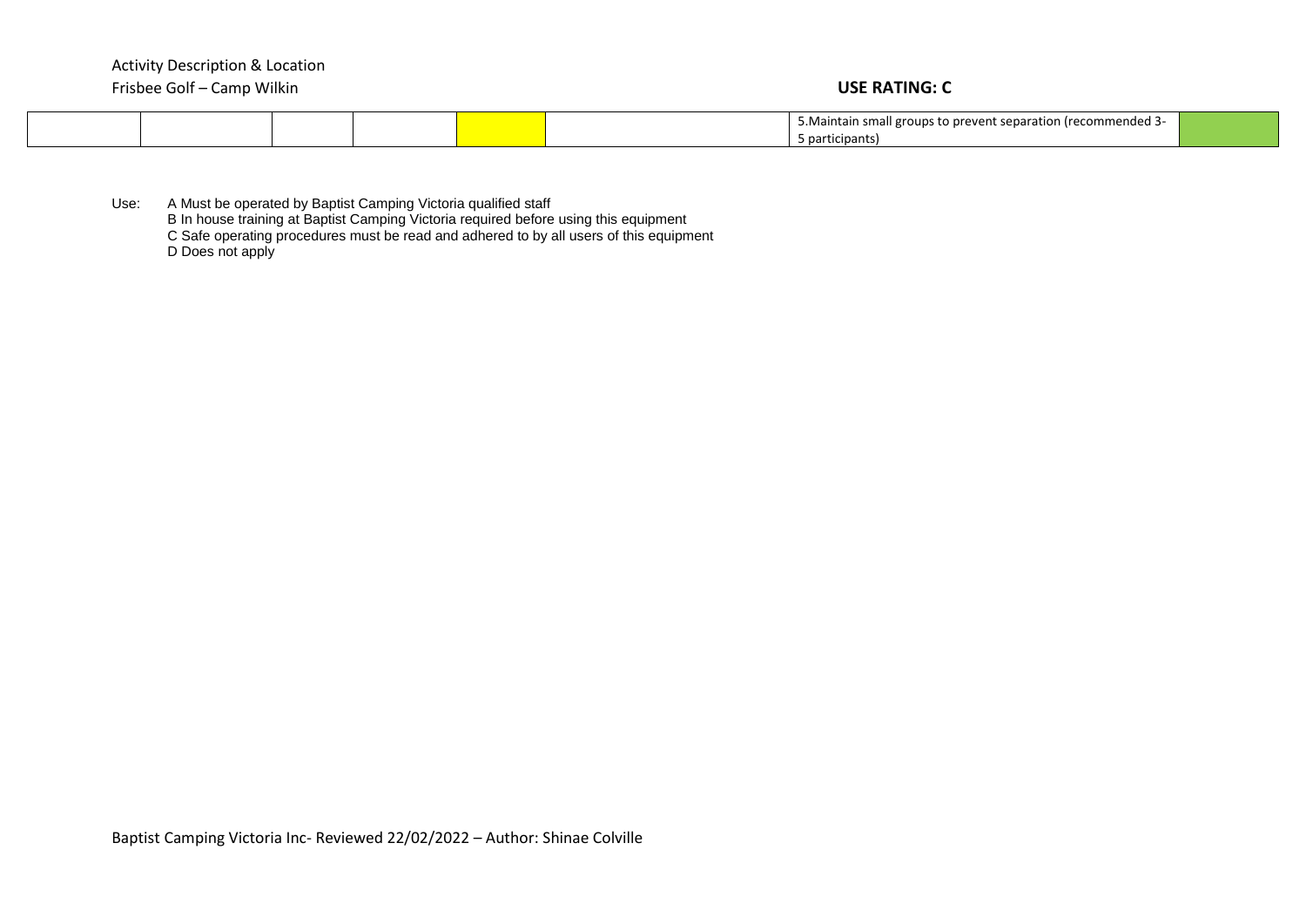Activity Description & Location

Frisbee Golf – Camp Wilkin

**USE RATING: C**

| | | | | | | | |
|---|---|---|---|---|---|---|---|
| | | | | | | 5.Maintain small groups to prevent separation (recommended 3-5 participants) | |

Use: A Must be operated by Baptist Camping Victoria qualified staff
B In house training at Baptist Camping Victoria required before using this equipment
C Safe operating procedures must be read and adhered to by all users of this equipment
D Does not apply

Baptist Camping Victoria Inc- Reviewed 22/02/2022 – Author: Shinae Colville